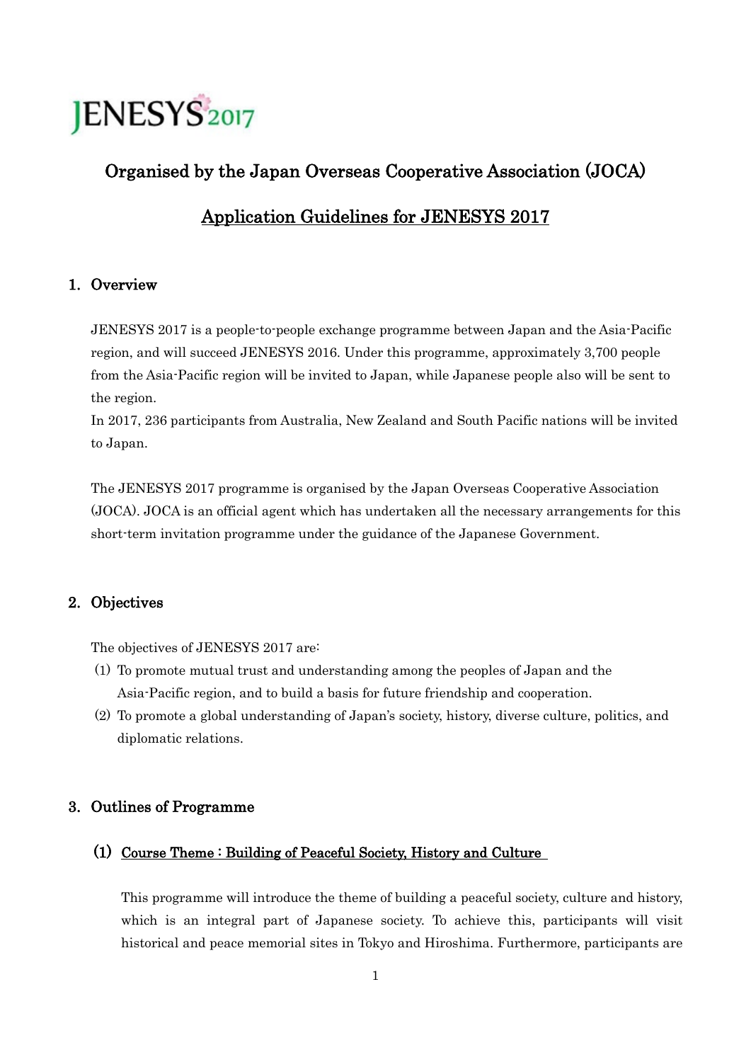JENESYS2017

# Organised by the Japan Overseas Cooperative Association (JOCA)

# Application Guidelines for JENESYS 2017

## 1. Overview

JENESYS 2017 is a people-to-people exchange programme between Japan and the Asia-Pacific region, and will succeed JENESYS 2016. Under this programme, approximately 3,700 people from the Asia-Pacific region will be invited to Japan, while Japanese people also will be sent to the region.
In 2017, 236 participants from Australia, New Zealand and South Pacific nations will be invited to Japan.

The JENESYS 2017 programme is organised by the Japan Overseas Cooperative Association (JOCA). JOCA is an official agent which has undertaken all the necessary arrangements for this short-term invitation programme under the guidance of the Japanese Government.

## 2. Objectives

The objectives of JENESYS 2017 are:

(1) To promote mutual trust and understanding among the peoples of Japan and the Asia-Pacific region, and to build a basis for future friendship and cooperation.

(2) To promote a global understanding of Japan's society, history, diverse culture, politics, and diplomatic relations.

## 3. Outlines of Programme

### (1) Course Theme : Building of Peaceful Society, History and Culture

This programme will introduce the theme of building a peaceful society, culture and history, which is an integral part of Japanese society. To achieve this, participants will visit historical and peace memorial sites in Tokyo and Hiroshima. Furthermore, participants are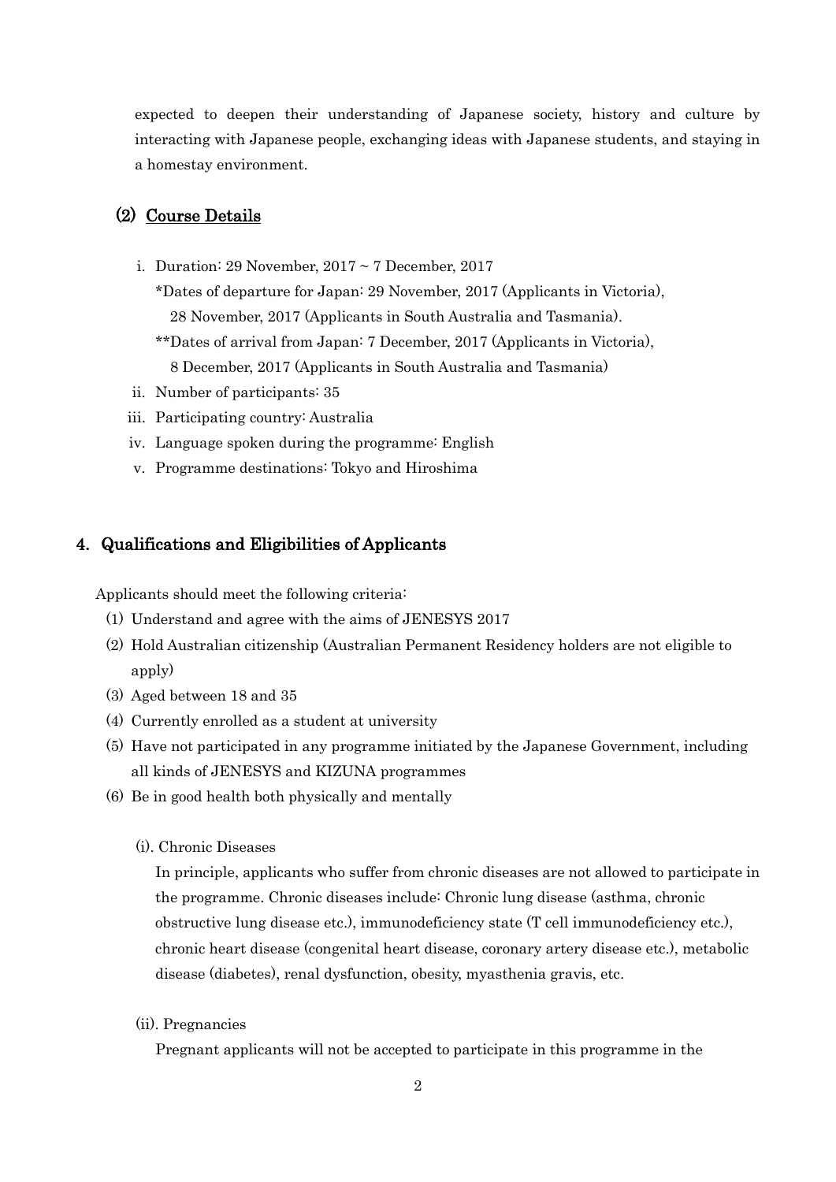expected to deepen their understanding of Japanese society, history and culture by interacting with Japanese people, exchanging ideas with Japanese students, and staying in a homestay environment.

### (2) Course Details

i. Duration: 29 November, 2017 ~ 7 December, 2017
   *Dates of departure for Japan: 29 November, 2017 (Applicants in Victoria), 28 November, 2017 (Applicants in South Australia and Tasmania).
   **Dates of arrival from Japan: 7 December, 2017 (Applicants in Victoria), 8 December, 2017 (Applicants in South Australia and Tasmania)

ii. Number of participants: 35

iii. Participating country: Australia

iv. Language spoken during the programme: English

v. Programme destinations: Tokyo and Hiroshima

## 4. Qualifications and Eligibilities of Applicants

Applicants should meet the following criteria:

(1) Understand and agree with the aims of JENESYS 2017

(2) Hold Australian citizenship (Australian Permanent Residency holders are not eligible to apply)

(3) Aged between 18 and 35

(4) Currently enrolled as a student at university

(5) Have not participated in any programme initiated by the Japanese Government, including all kinds of JENESYS and KIZUNA programmes

(6) Be in good health both physically and mentally

(i). Chronic Diseases

In principle, applicants who suffer from chronic diseases are not allowed to participate in the programme. Chronic diseases include: Chronic lung disease (asthma, chronic obstructive lung disease etc.), immunodeficiency state (T cell immunodeficiency etc.), chronic heart disease (congenital heart disease, coronary artery disease etc.), metabolic disease (diabetes), renal dysfunction, obesity, myasthenia gravis, etc.

(ii). Pregnancies

Pregnant applicants will not be accepted to participate in this programme in the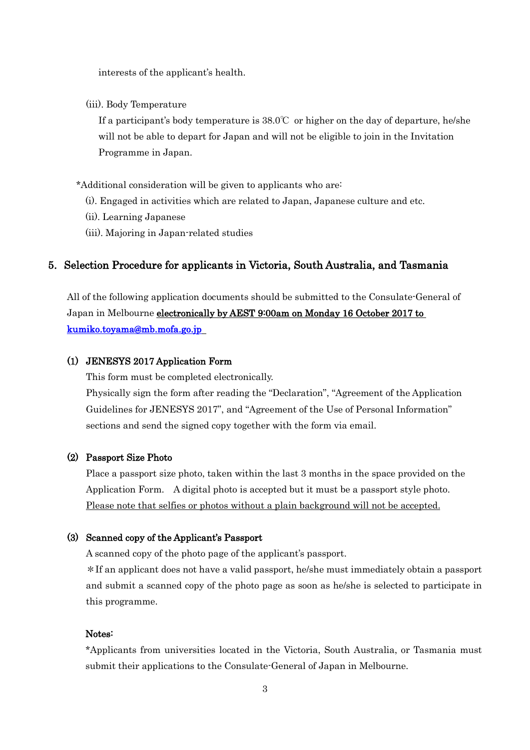interests of the applicant's health.

(iii). Body Temperature

If a participant's body temperature is 38.0℃ or higher on the day of departure, he/she will not be able to depart for Japan and will not be eligible to join in the Invitation Programme in Japan.

*Additional consideration will be given to applicants who are:

(i). Engaged in activities which are related to Japan, Japanese culture and etc.

(ii). Learning Japanese

(iii). Majoring in Japan-related studies

## 5. Selection Procedure for applicants in Victoria, South Australia, and Tasmania

All of the following application documents should be submitted to the Consulate-General of Japan in Melbourne **electronically by AEST 9:00am on Monday 16 October 2017 to kumiko.toyama@mb.mofa.go.jp**

### (1) JENESYS 2017 Application Form

This form must be completed electronically.

Physically sign the form after reading the "Declaration", "Agreement of the Application Guidelines for JENESYS 2017", and "Agreement of the Use of Personal Information" sections and send the signed copy together with the form via email.

### (2) Passport Size Photo

Place a passport size photo, taken within the last 3 months in the space provided on the Application Form. A digital photo is accepted but it must be a passport style photo. Please note that selfies or photos without a plain background will not be accepted.

### (3) Scanned copy of the Applicant's Passport

A scanned copy of the photo page of the applicant's passport.

＊If an applicant does not have a valid passport, he/she must immediately obtain a passport and submit a scanned copy of the photo page as soon as he/she is selected to participate in this programme.

**Notes:**

*Applicants from universities located in the Victoria, South Australia, or Tasmania must submit their applications to the Consulate-General of Japan in Melbourne.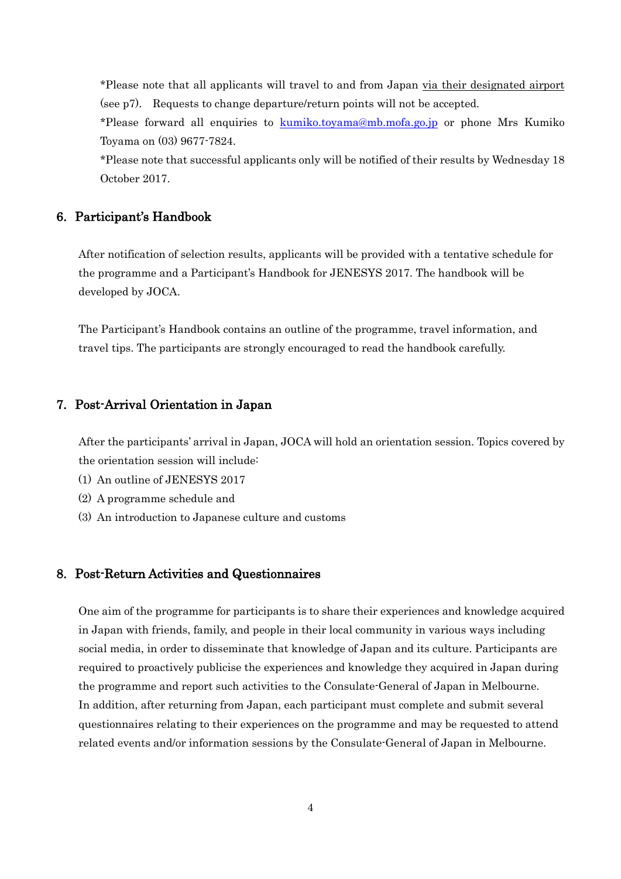*Please note that all applicants will travel to and from Japan via their designated airport (see p7). Requests to change departure/return points will not be accepted.

*Please forward all enquiries to [kumiko.toyama@mb.mofa.go.jp](mailto:kumiko.toyama@mb.mofa.go.jp) or phone Mrs Kumiko Toyama on (03) 9677-7824.

*Please note that successful applicants only will be notified of their results by Wednesday 18 October 2017.

## 6. Participant's Handbook

After notification of selection results, applicants will be provided with a tentative schedule for the programme and a Participant's Handbook for JENESYS 2017. The handbook will be developed by JOCA.

The Participant's Handbook contains an outline of the programme, travel information, and travel tips. The participants are strongly encouraged to read the handbook carefully.

## 7. Post-Arrival Orientation in Japan

After the participants' arrival in Japan, JOCA will hold an orientation session. Topics covered by the orientation session will include:

(1) An outline of JENESYS 2017
(2) A programme schedule and
(3) An introduction to Japanese culture and customs

## 8. Post-Return Activities and Questionnaires

One aim of the programme for participants is to share their experiences and knowledge acquired in Japan with friends, family, and people in their local community in various ways including social media, in order to disseminate that knowledge of Japan and its culture. Participants are required to proactively publicise the experiences and knowledge they acquired in Japan during the programme and report such activities to the Consulate-General of Japan in Melbourne.
In addition, after returning from Japan, each participant must complete and submit several questionnaires relating to their experiences on the programme and may be requested to attend related events and/or information sessions by the Consulate-General of Japan in Melbourne.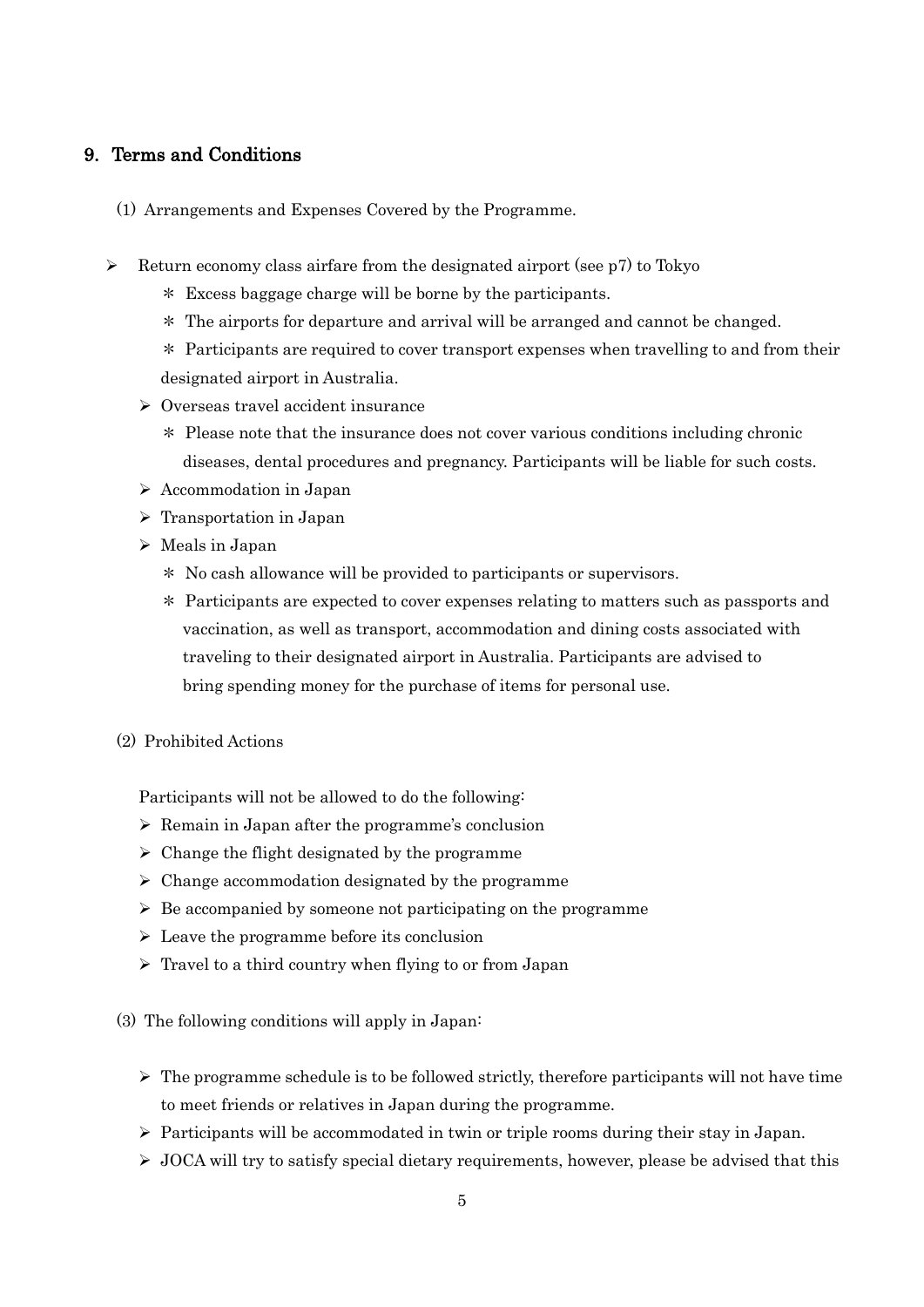## 9. Terms and Conditions

(1) Arrangements and Expenses Covered by the Programme.

- Return economy class airfare from the designated airport (see p7) to Tokyo
  - \* Excess baggage charge will be borne by the participants.
  - \* The airports for departure and arrival will be arranged and cannot be changed.
  - \* Participants are required to cover transport expenses when travelling to and from their designated airport in Australia.
  - Overseas travel accident insurance
    - \* Please note that the insurance does not cover various conditions including chronic diseases, dental procedures and pregnancy. Participants will be liable for such costs.
  - Accommodation in Japan
  - Transportation in Japan
  - Meals in Japan
    - \* No cash allowance will be provided to participants or supervisors.
    - \* Participants are expected to cover expenses relating to matters such as passports and vaccination, as well as transport, accommodation and dining costs associated with traveling to their designated airport in Australia. Participants are advised to bring spending money for the purchase of items for personal use.

(2) Prohibited Actions

Participants will not be allowed to do the following:

- Remain in Japan after the programme's conclusion
- Change the flight designated by the programme
- Change accommodation designated by the programme
- Be accompanied by someone not participating on the programme
- Leave the programme before its conclusion
- Travel to a third country when flying to or from Japan

(3) The following conditions will apply in Japan:

- The programme schedule is to be followed strictly, therefore participants will not have time to meet friends or relatives in Japan during the programme.
- Participants will be accommodated in twin or triple rooms during their stay in Japan.
- JOCA will try to satisfy special dietary requirements, however, please be advised that this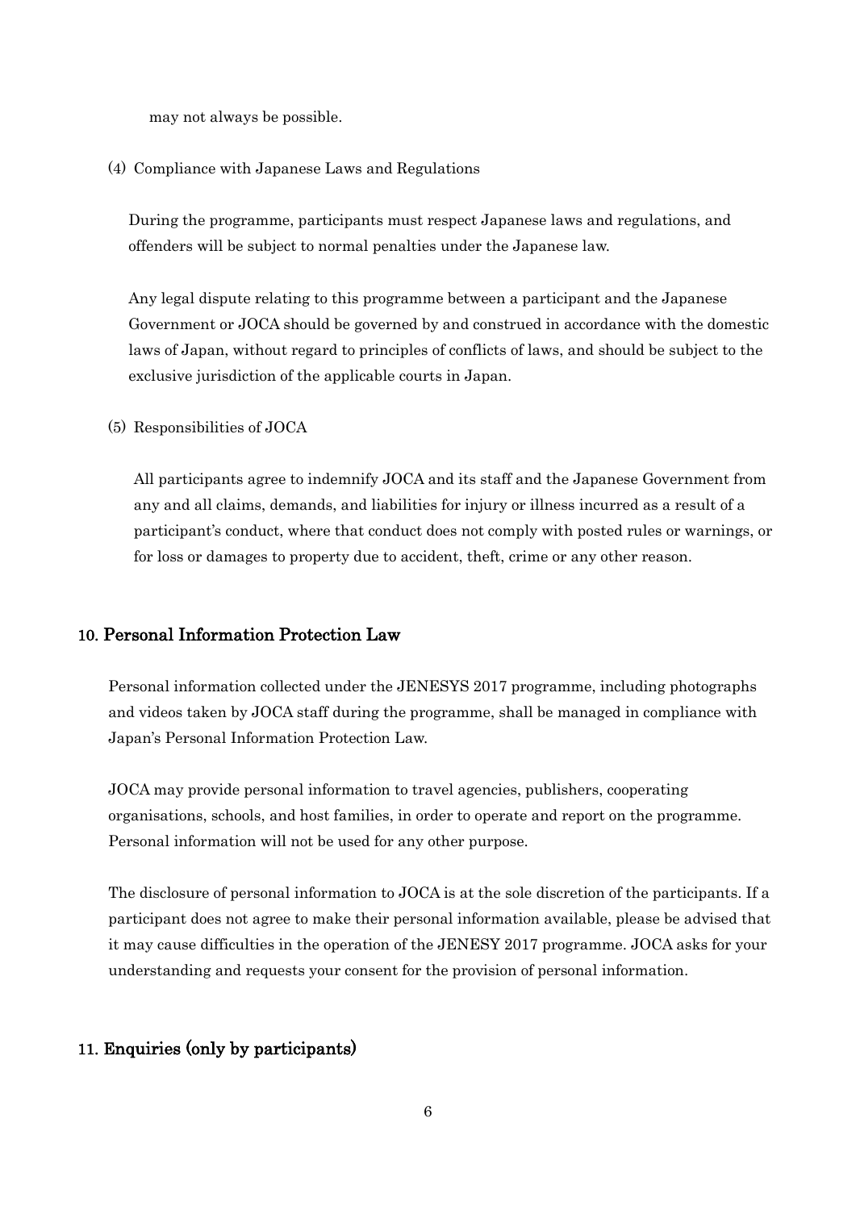may not always be possible.

(4) Compliance with Japanese Laws and Regulations

During the programme, participants must respect Japanese laws and regulations, and offenders will be subject to normal penalties under the Japanese law.

Any legal dispute relating to this programme between a participant and the Japanese Government or JOCA should be governed by and construed in accordance with the domestic laws of Japan, without regard to principles of conflicts of laws, and should be subject to the exclusive jurisdiction of the applicable courts in Japan.

(5) Responsibilities of JOCA

All participants agree to indemnify JOCA and its staff and the Japanese Government from any and all claims, demands, and liabilities for injury or illness incurred as a result of a participant's conduct, where that conduct does not comply with posted rules or warnings, or for loss or damages to property due to accident, theft, crime or any other reason.

## 10. Personal Information Protection Law

Personal information collected under the JENESYS 2017 programme, including photographs and videos taken by JOCA staff during the programme, shall be managed in compliance with Japan's Personal Information Protection Law.

JOCA may provide personal information to travel agencies, publishers, cooperating organisations, schools, and host families, in order to operate and report on the programme. Personal information will not be used for any other purpose.

The disclosure of personal information to JOCA is at the sole discretion of the participants. If a participant does not agree to make their personal information available, please be advised that it may cause difficulties in the operation of the JENESY 2017 programme. JOCA asks for your understanding and requests your consent for the provision of personal information.

## 11. Enquiries (only by participants)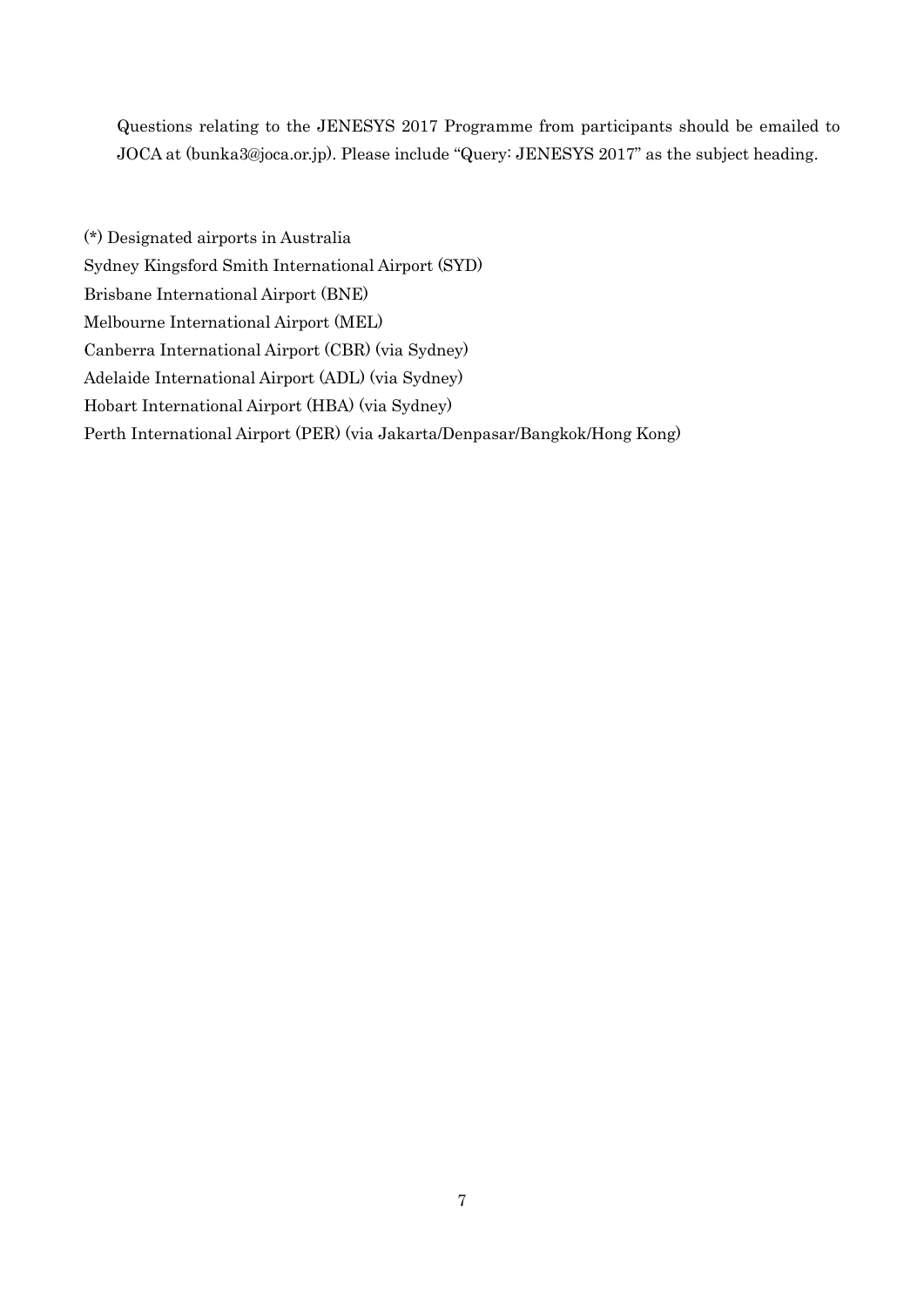Questions relating to the JENESYS 2017 Programme from participants should be emailed to JOCA at (bunka3@joca.or.jp). Please include "Query: JENESYS 2017" as the subject heading.

(*) Designated airports in Australia

Sydney Kingsford Smith International Airport (SYD)

Brisbane International Airport (BNE)

Melbourne International Airport (MEL)

Canberra International Airport (CBR) (via Sydney)

Adelaide International Airport (ADL) (via Sydney)

Hobart International Airport (HBA) (via Sydney)

Perth International Airport (PER) (via Jakarta/Denpasar/Bangkok/Hong Kong)